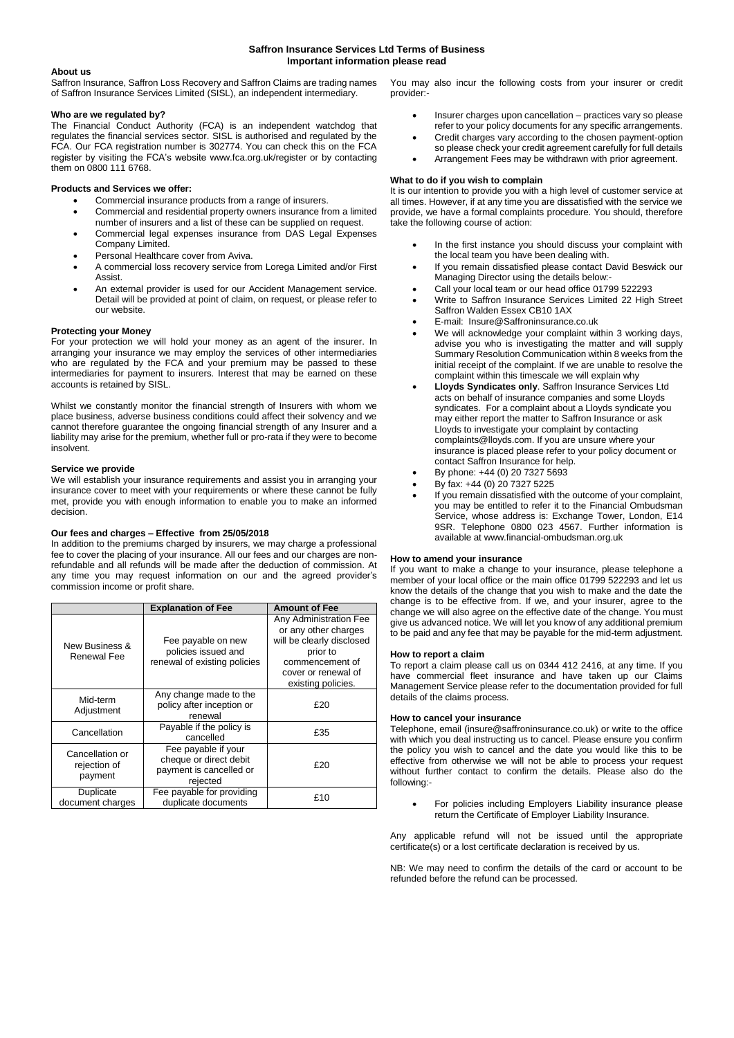# Saffron Insurance Services Ltd Terms of Business

## Important information please read

### About us

Saffron Insurance, Saffron Loss Recovery and Saffron Claims are trading names of Saffron Insurance Services Limited (SISL), an independent intermediary.

### Who are we regulated by?

The Financial Conduct Authority (FCA) is an independent watchdog that regulates the financial services sector. SISL is authorised and regulated by the FCA. Our FCA registration number is 302774. You can check this on the FCA register by visiting the FCA's website www.fca.org.uk/register or by contacting them on 0800 111 6768.

### Products and Services we offer:

- Commercial insurance products from a range of insurers.
- Commercial and residential property owners insurance from a limited number of insurers and a list of these can be supplied on request.
- Commercial legal expenses insurance from DAS Legal Expenses Company Limited.
- Personal Healthcare cover from Aviva.
- A commercial loss recovery service from Lorega Limited and/or First Assist.
- An external provider is used for our Accident Management service. Detail will be provided at point of claim, on request, or please refer to our website.

### Protecting your Money

For your protection we will hold your money as an agent of the insurer. In arranging your insurance we may employ the services of other intermediaries who are regulated by the FCA and your premium may be passed to these intermediaries for payment to insurers. Interest that may be earned on these accounts is retained by SISL.

Whilst we constantly monitor the financial strength of Insurers with whom we place business, adverse business conditions could affect their solvency and we cannot therefore guarantee the ongoing financial strength of any Insurer and a liability may arise for the premium, whether full or pro-rata if they were to become insolvent.

### Service we provide

We will establish your insurance requirements and assist you in arranging your insurance cover to meet with your requirements or where these cannot be fully met, provide you with enough information to enable you to make an informed decision.

### Our fees and charges – Effective from 25/05/2018

In addition to the premiums charged by insurers, we may charge a professional fee to cover the placing of your insurance. All our fees and our charges are non-refundable and all refunds will be made after the deduction of commission. At any time you may request information on our and the agreed provider's commission income or profit share.

| | Explanation of Fee | Amount of Fee |
|---|---|---|
| New Business & Renewal Fee | Fee payable on new policies issued and renewal of existing policies | Any Administration Fee or any other charges will be clearly disclosed prior to commencement of cover or renewal of existing policies. |
| Mid-term Adjustment | Any change made to the policy after inception or renewal | £20 |
| Cancellation | Payable if the policy is cancelled | £35 |
| Cancellation or rejection of payment | Fee payable if your cheque or direct debit payment is cancelled or rejected | £20 |
| Duplicate document charges | Fee payable for providing duplicate documents | £10 |

You may also incur the following costs from your insurer or credit provider:-

- Insurer charges upon cancellation – practices vary so please refer to your policy documents for any specific arrangements.
- Credit charges vary according to the chosen payment-option so please check your credit agreement carefully for full details
- Arrangement Fees may be withdrawn with prior agreement.

### What to do if you wish to complain

It is our intention to provide you with a high level of customer service at all times. However, if at any time you are dissatisfied with the service we provide, we have a formal complaints procedure. You should, therefore take the following course of action:

- In the first instance you should discuss your complaint with the local team you have been dealing with.
- If you remain dissatisfied please contact David Beswick our Managing Director using the details below:-
- Call your local team or our head office 01799 522293
- Write to Saffron Insurance Services Limited 22 High Street Saffron Walden Essex CB10 1AX
- E-mail: Insure@Saffroninsurance.co.uk
- We will acknowledge your complaint within 3 working days, advise you who is investigating the matter and will supply Summary Resolution Communication within 8 weeks from the initial receipt of the complaint. If we are unable to resolve the complaint within this timescale we will explain why
- **Lloyds Syndicates only**. Saffron Insurance Services Ltd acts on behalf of insurance companies and some Lloyds syndicates. For a complaint about a Lloyds syndicate you may either report the matter to Saffron Insurance or ask Lloyds to investigate your complaint by contacting complaints@lloyds.com. If you are unsure where your insurance is placed please refer to your policy document or contact Saffron Insurance for help.
- By phone: +44 (0) 20 7327 5693
- By fax: +44 (0) 20 7327 5225
- If you remain dissatisfied with the outcome of your complaint, you may be entitled to refer it to the Financial Ombudsman Service, whose address is: Exchange Tower, London, E14 9SR. Telephone 0800 023 4567. Further information is available at www.financial-ombudsman.org.uk

### How to amend your insurance

If you want to make a change to your insurance, please telephone a member of your local office or the main office 01799 522293 and let us know the details of the change that you wish to make and the date the change is to be effective from. If we, and your insurer, agree to the change we will also agree on the effective date of the change. You must give us advanced notice. We will let you know of any additional premium to be paid and any fee that may be payable for the mid-term adjustment.

### How to report a claim

To report a claim please call us on 0344 412 2416, at any time. If you have commercial fleet insurance and have taken up our Claims Management Service please refer to the documentation provided for full details of the claims process.

### How to cancel your insurance

Telephone, email (insure@saffroninsurance.co.uk) or write to the office with which you deal instructing us to cancel. Please ensure you confirm the policy you wish to cancel and the date you would like this to be effective from otherwise we will not be able to process your request without further contact to confirm the details. Please also do the following:-

- For policies including Employers Liability insurance please return the Certificate of Employer Liability Insurance.

Any applicable refund will not be issued until the appropriate certificate(s) or a lost certificate declaration is received by us.

NB: We may need to confirm the details of the card or account to be refunded before the refund can be processed.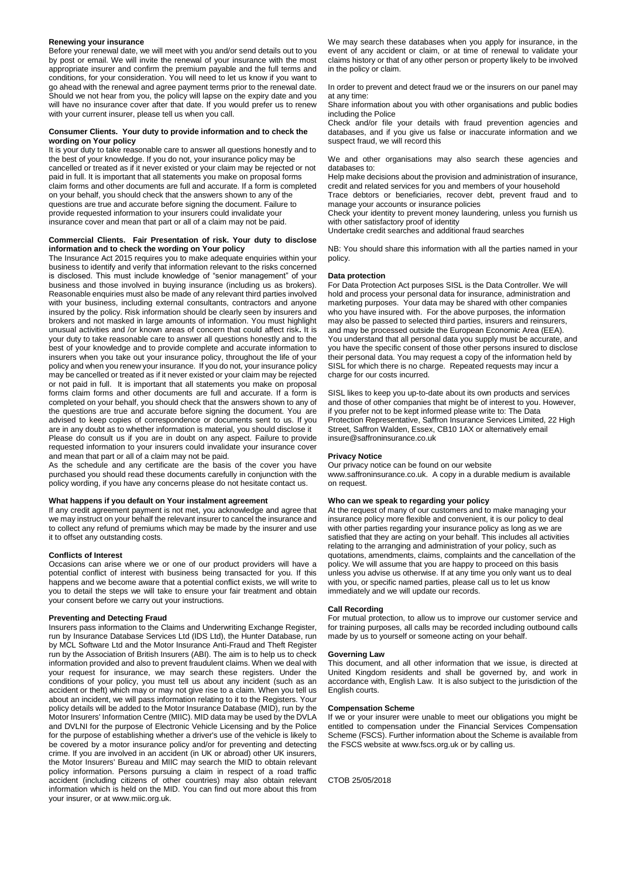**Renewing your insurance**

Before your renewal date, we will meet with you and/or send details out to you by post or email. We will invite the renewal of your insurance with the most appropriate insurer and confirm the premium payable and the full terms and conditions, for your consideration. You will need to let us know if you want to go ahead with the renewal and agree payment terms prior to the renewal date. Should we not hear from you, the policy will lapse on the expiry date and you will have no insurance cover after that date. If you would prefer us to renew with your current insurer, please tell us when you call.

**Consumer Clients. Your duty to provide information and to check the wording on Your policy**

It is your duty to take reasonable care to answer all questions honestly and to the best of your knowledge. If you do not, your insurance policy may be cancelled or treated as if it never existed or your claim may be rejected or not paid in full. It is important that all statements you make on proposal forms claim forms and other documents are full and accurate. If a form is completed on your behalf, you should check that the answers shown to any of the questions are true and accurate before signing the document. Failure to provide requested information to your insurers could invalidate your insurance cover and mean that part or all of a claim may not be paid.

**Commercial Clients. Fair Presentation of risk. Your duty to disclose information and to check the wording on Your policy**

The Insurance Act 2015 requires you to make adequate enquiries within your business to identify and verify that information relevant to the risks concerned is disclosed. This must include knowledge of "senior management" of your business and those involved in buying insurance (including us as brokers). Reasonable enquiries must also be made of any relevant third parties involved with your business, including external consultants, contractors and anyone insured by the policy. Risk information should be clearly seen by insurers and brokers and not masked in large amounts of information. You must highlight unusual activities and /or known areas of concern that could affect risk**.** It is your duty to take reasonable care to answer all questions honestly and to the best of your knowledge and to provide complete and accurate information to insurers when you take out your insurance policy, throughout the life of your policy and when you renew your insurance. If you do not, your insurance policy may be cancelled or treated as if it never existed or your claim may be rejected or not paid in full. It is important that all statements you make on proposal forms claim forms and other documents are full and accurate. If a form is completed on your behalf, you should check that the answers shown to any of the questions are true and accurate before signing the document. You are advised to keep copies of correspondence or documents sent to us. If you are in any doubt as to whether information is material, you should disclose it

Please do consult us if you are in doubt on any aspect. Failure to provide requested information to your insurers could invalidate your insurance cover and mean that part or all of a claim may not be paid.

As the schedule and any certificate are the basis of the cover you have purchased you should read these documents carefully in conjunction with the policy wording, if you have any concerns please do not hesitate contact us.

**What happens if you default on Your instalment agreement**

If any credit agreement payment is not met, you acknowledge and agree that we may instruct on your behalf the relevant insurer to cancel the insurance and to collect any refund of premiums which may be made by the insurer and use it to offset any outstanding costs.

**Conflicts of Interest**

Occasions can arise where we or one of our product providers will have a potential conflict of interest with business being transacted for you. If this happens and we become aware that a potential conflict exists, we will write to you to detail the steps we will take to ensure your fair treatment and obtain your consent before we carry out your instructions.

**Preventing and Detecting Fraud**

Insurers pass information to the Claims and Underwriting Exchange Register, run by Insurance Database Services Ltd (IDS Ltd), the Hunter Database, run by MCL Software Ltd and the Motor Insurance Anti-Fraud and Theft Register run by the Association of British Insurers (ABI). The aim is to help us to check information provided and also to prevent fraudulent claims. When we deal with your request for insurance, we may search these registers. Under the conditions of your policy, you must tell us about any incident (such as an accident or theft) which may or may not give rise to a claim. When you tell us about an incident, we will pass information relating to it to the Registers. Your policy details will be added to the Motor Insurance Database (MID), run by the Motor Insurers' Information Centre (MIIC). MID data may be used by the DVLA and DVLNI for the purpose of Electronic Vehicle Licensing and by the Police for the purpose of establishing whether a driver's use of the vehicle is likely to be covered by a motor insurance policy and/or for preventing and detecting crime. If you are involved in an accident (in UK or abroad) other UK insurers, the Motor Insurers' Bureau and MIIC may search the MID to obtain relevant policy information. Persons pursuing a claim in respect of a road traffic accident (including citizens of other countries) may also obtain relevant information which is held on the MID. You can find out more about this from your insurer, or at www.miic.org.uk.

We may search these databases when you apply for insurance, in the event of any accident or claim, or at time of renewal to validate your claims history or that of any other person or property likely to be involved in the policy or claim.

In order to prevent and detect fraud we or the insurers on our panel may at any time:

Share information about you with other organisations and public bodies including the Police

Check and/or file your details with fraud prevention agencies and databases, and if you give us false or inaccurate information and we suspect fraud, we will record this

We and other organisations may also search these agencies and databases to:

Help make decisions about the provision and administration of insurance, credit and related services for you and members of your household

Trace debtors or beneficiaries, recover debt, prevent fraud and to manage your accounts or insurance policies

Check your identity to prevent money laundering, unless you furnish us with other satisfactory proof of identity

Undertake credit searches and additional fraud searches

NB: You should share this information with all the parties named in your policy.

**Data protection**

For Data Protection Act purposes SISL is the Data Controller. We will hold and process your personal data for insurance, administration and marketing purposes. Your data may be shared with other companies who you have insured with. For the above purposes, the information may also be passed to selected third parties, insurers and reinsurers, and may be processed outside the European Economic Area (EEA). You understand that all personal data you supply must be accurate, and you have the specific consent of those other persons insured to disclose their personal data. You may request a copy of the information held by SISL for which there is no charge. Repeated requests may incur a charge for our costs incurred.

SISL likes to keep you up-to-date about its own products and services and those of other companies that might be of interest to you. However, if you prefer not to be kept informed please write to: The Data Protection Representative, Saffron Insurance Services Limited, 22 High Street, Saffron Walden, Essex, CB10 1AX or alternatively email insure@saffroninsurance.co.uk

**Privacy Notice**

Our privacy notice can be found on our website www.saffroninsurance.co.uk. A copy in a durable medium is available on request.

**Who can we speak to regarding your policy**

At the request of many of our customers and to make managing your insurance policy more flexible and convenient, it is our policy to deal with other parties regarding your insurance policy as long as we are satisfied that they are acting on your behalf. This includes all activities relating to the arranging and administration of your policy, such as quotations, amendments, claims, complaints and the cancellation of the policy. We will assume that you are happy to proceed on this basis unless you advise us otherwise. If at any time you only want us to deal with you, or specific named parties, please call us to let us know immediately and we will update our records.

**Call Recording**

For mutual protection, to allow us to improve our customer service and for training purposes, all calls may be recorded including outbound calls made by us to yourself or someone acting on your behalf.

**Governing Law**

This document, and all other information that we issue, is directed at United Kingdom residents and shall be governed by, and work in accordance with, English Law. It is also subject to the jurisdiction of the English courts.

**Compensation Scheme**

If we or your insurer were unable to meet our obligations you might be entitled to compensation under the Financial Services Compensation Scheme (FSCS). Further information about the Scheme is available from the FSCS website at www.fscs.org.uk or by calling us.

CTOB 25/05/2018